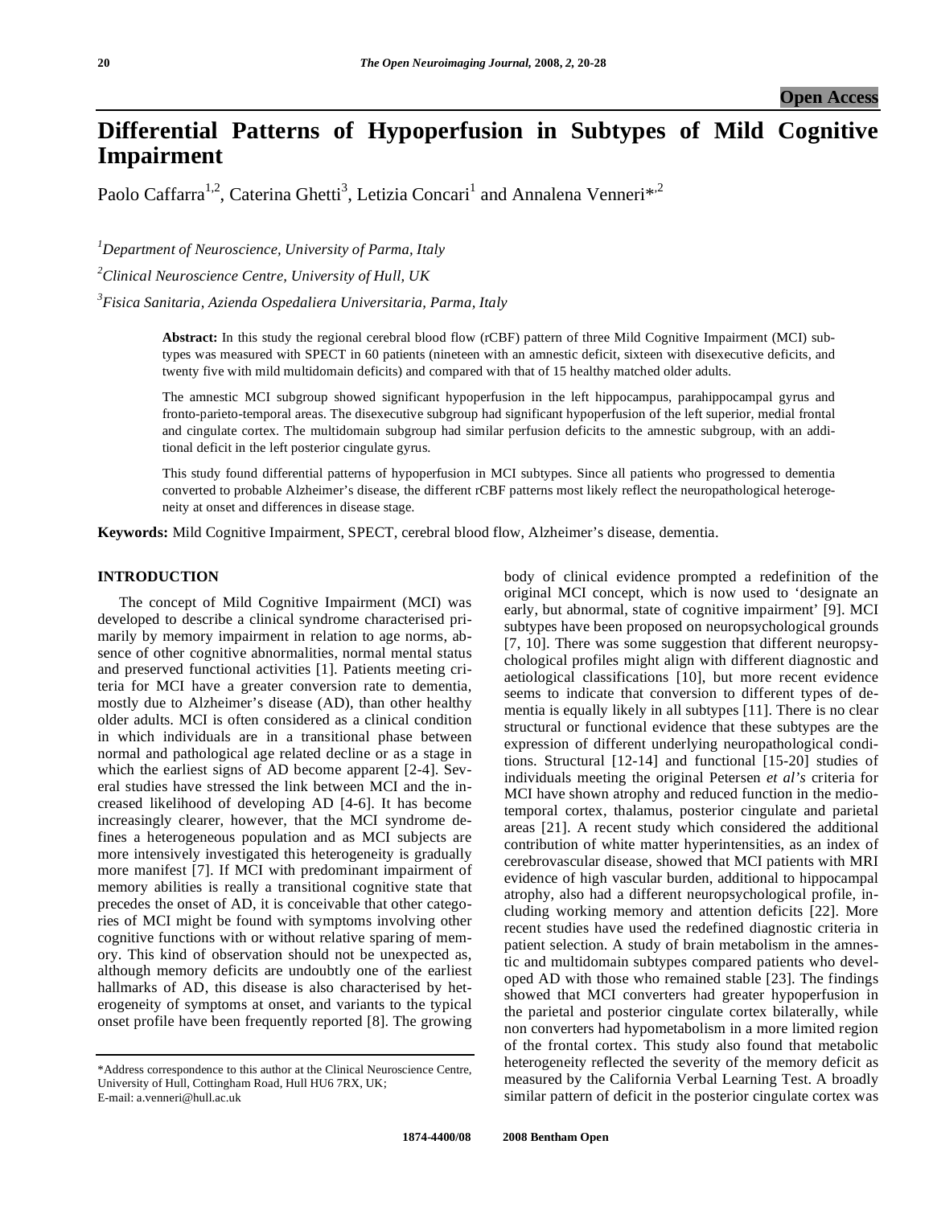Open Access

# Differential Patterns of Hypoperfusion in Subtypes of Mild Cognitive Impairment

Paolo Caffarra[1,2], Caterina Ghetti[3], Letizia Concari[1] and Annalena Venneri*[,2]

[1]*Department of Neuroscience, University of Parma, Italy*

[2]*Clinical Neuroscience Centre, University of Hull, UK*

[3]*Fisica Sanitaria, Azienda Ospedaliera Universitaria, Parma, Italy*

**Abstract:** In this study the regional cerebral blood flow (rCBF) pattern of three Mild Cognitive Impairment (MCI) subtypes was measured with SPECT in 60 patients (nineteen with an amnestic deficit, sixteen with disexecutive deficits, and twenty five with mild multidomain deficits) and compared with that of 15 healthy matched older adults.

The amnestic MCI subgroup showed significant hypoperfusion in the left hippocampus, parahippocampal gyrus and fronto-parieto-temporal areas. The disexecutive subgroup had significant hypoperfusion of the left superior, medial frontal and cingulate cortex. The multidomain subgroup had similar perfusion deficits to the amnestic subgroup, with an additional deficit in the left posterior cingulate gyrus.

This study found differential patterns of hypoperfusion in MCI subtypes. Since all patients who progressed to dementia converted to probable Alzheimer's disease, the different rCBF patterns most likely reflect the neuropathological heterogeneity at onset and differences in disease stage.

**Keywords:** Mild Cognitive Impairment, SPECT, cerebral blood flow, Alzheimer's disease, dementia.

## INTRODUCTION

The concept of Mild Cognitive Impairment (MCI) was developed to describe a clinical syndrome characterised primarily by memory impairment in relation to age norms, absence of other cognitive abnormalities, normal mental status and preserved functional activities [1]. Patients meeting criteria for MCI have a greater conversion rate to dementia, mostly due to Alzheimer's disease (AD), than other healthy older adults. MCI is often considered as a clinical condition in which individuals are in a transitional phase between normal and pathological age related decline or as a stage in which the earliest signs of AD become apparent [2-4]. Several studies have stressed the link between MCI and the increased likelihood of developing AD [4-6]. It has become increasingly clearer, however, that the MCI syndrome defines a heterogeneous population and as MCI subjects are more intensively investigated this heterogeneity is gradually more manifest [7]. If MCI with predominant impairment of memory abilities is really a transitional cognitive state that precedes the onset of AD, it is conceivable that other categories of MCI might be found with symptoms involving other cognitive functions with or without relative sparing of memory. This kind of observation should not be unexpected as, although memory deficits are undoubtly one of the earliest hallmarks of AD, this disease is also characterised by heterogeneity of symptoms at onset, and variants to the typical onset profile have been frequently reported [8]. The growing body of clinical evidence prompted a redefinition of the original MCI concept, which is now used to 'designate an early, but abnormal, state of cognitive impairment' [9]. MCI subtypes have been proposed on neuropsychological grounds [7, 10]. There was some suggestion that different neuropsychological profiles might align with different diagnostic and aetiological classifications [10], but more recent evidence seems to indicate that conversion to different types of dementia is equally likely in all subtypes [11]. There is no clear structural or functional evidence that these subtypes are the expression of different underlying neuropathological conditions. Structural [12-14] and functional [15-20] studies of individuals meeting the original Petersen *et al's* criteria for MCI have shown atrophy and reduced function in the mediotemporal cortex, thalamus, posterior cingulate and parietal areas [21]. A recent study which considered the additional contribution of white matter hyperintensities, as an index of cerebrovascular disease, showed that MCI patients with MRI evidence of high vascular burden, additional to hippocampal atrophy, also had a different neuropsychological profile, including working memory and attention deficits [22]. More recent studies have used the redefined diagnostic criteria in patient selection. A study of brain metabolism in the amnestic and multidomain subtypes compared patients who developed AD with those who remained stable [23]. The findings showed that MCI converters had greater hypoperfusion in the parietal and posterior cingulate cortex bilaterally, while non converters had hypometabolism in a more limited region of the frontal cortex. This study also found that metabolic heterogeneity reflected the severity of the memory deficit as measured by the California Verbal Learning Test. A broadly similar pattern of deficit in the posterior cingulate cortex was

*Address correspondence to this author at the Clinical Neuroscience Centre, University of Hull, Cottingham Road, Hull HU6 7RX, UK; E-mail: a.venneri@hull.ac.uk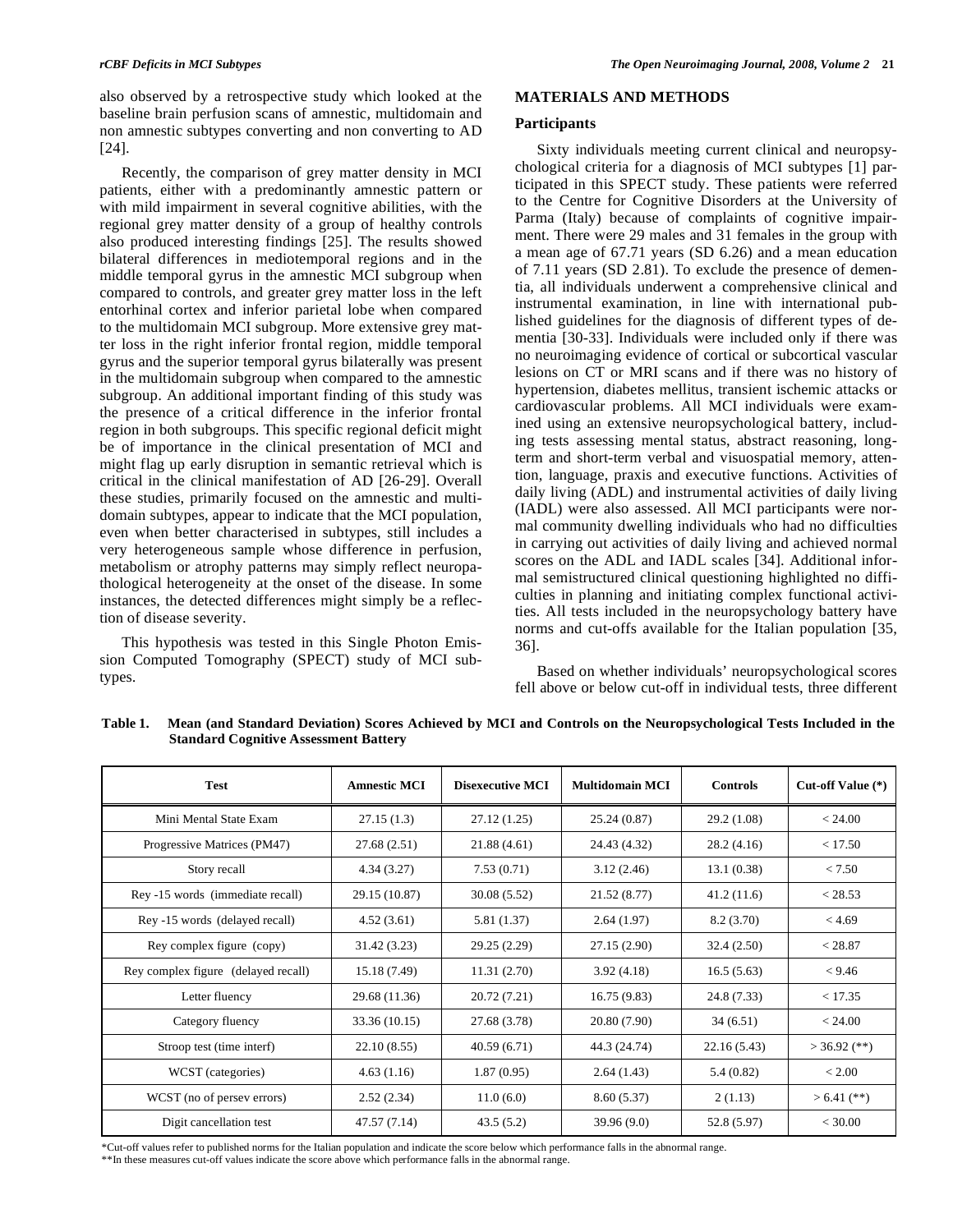also observed by a retrospective study which looked at the baseline brain perfusion scans of amnestic, multidomain and non amnestic subtypes converting and non converting to AD [24].

Recently, the comparison of grey matter density in MCI patients, either with a predominantly amnestic pattern or with mild impairment in several cognitive abilities, with the regional grey matter density of a group of healthy controls also produced interesting findings [25]. The results showed bilateral differences in mediotemporal regions and in the middle temporal gyrus in the amnestic MCI subgroup when compared to controls, and greater grey matter loss in the left entorhinal cortex and inferior parietal lobe when compared to the multidomain MCI subgroup. More extensive grey matter loss in the right inferior frontal region, middle temporal gyrus and the superior temporal gyrus bilaterally was present in the multidomain subgroup when compared to the amnestic subgroup. An additional important finding of this study was the presence of a critical difference in the inferior frontal region in both subgroups. This specific regional deficit might be of importance in the clinical presentation of MCI and might flag up early disruption in semantic retrieval which is critical in the clinical manifestation of AD [26-29]. Overall these studies, primarily focused on the amnestic and multidomain subtypes, appear to indicate that the MCI population, even when better characterised in subtypes, still includes a very heterogeneous sample whose difference in perfusion, metabolism or atrophy patterns may simply reflect neuropathological heterogeneity at the onset of the disease. In some instances, the detected differences might simply be a reflection of disease severity.

This hypothesis was tested in this Single Photon Emission Computed Tomography (SPECT) study of MCI subtypes.

## MATERIALS AND METHODS

### Participants

Sixty individuals meeting current clinical and neuropsychological criteria for a diagnosis of MCI subtypes [1] participated in this SPECT study. These patients were referred to the Centre for Cognitive Disorders at the University of Parma (Italy) because of complaints of cognitive impairment. There were 29 males and 31 females in the group with a mean age of 67.71 years (SD 6.26) and a mean education of 7.11 years (SD 2.81). To exclude the presence of dementia, all individuals underwent a comprehensive clinical and instrumental examination, in line with international published guidelines for the diagnosis of different types of dementia [30-33]. Individuals were included only if there was no neuroimaging evidence of cortical or subcortical vascular lesions on CT or MRI scans and if there was no history of hypertension, diabetes mellitus, transient ischemic attacks or cardiovascular problems. All MCI individuals were examined using an extensive neuropsychological battery, including tests assessing mental status, abstract reasoning, long-term and short-term verbal and visuospatial memory, attention, language, praxis and executive functions. Activities of daily living (ADL) and instrumental activities of daily living (IADL) were also assessed. All MCI participants were normal community dwelling individuals who had no difficulties in carrying out activities of daily living and achieved normal scores on the ADL and IADL scales [34]. Additional informal semistructured clinical questioning highlighted no difficulties in planning and initiating complex functional activities. All tests included in the neuropsychology battery have norms and cut-offs available for the Italian population [35, 36].

Based on whether individuals' neuropsychological scores fell above or below cut-off in individual tests, three different

**Table 1. Mean (and Standard Deviation) Scores Achieved by MCI and Controls on the Neuropsychological Tests Included in the Standard Cognitive Assessment Battery**

| Test | Amnestic MCI | Disexecutive MCI | Multidomain MCI | Controls | Cut-off Value (*) |
|---|---|---|---|---|---|
| Mini Mental State Exam | 27.15 (1.3) | 27.12 (1.25) | 25.24 (0.87) | 29.2 (1.08) | < 24.00 |
| Progressive Matrices (PM47) | 27.68 (2.51) | 21.88 (4.61) | 24.43 (4.32) | 28.2 (4.16) | < 17.50 |
| Story recall | 4.34 (3.27) | 7.53 (0.71) | 3.12 (2.46) | 13.1 (0.38) | < 7.50 |
| Rey -15 words (immediate recall) | 29.15 (10.87) | 30.08 (5.52) | 21.52 (8.77) | 41.2 (11.6) | < 28.53 |
| Rey -15 words (delayed recall) | 4.52 (3.61) | 5.81 (1.37) | 2.64 (1.97) | 8.2 (3.70) | < 4.69 |
| Rey complex figure (copy) | 31.42 (3.23) | 29.25 (2.29) | 27.15 (2.90) | 32.4 (2.50) | < 28.87 |
| Rey complex figure (delayed recall) | 15.18 (7.49) | 11.31 (2.70) | 3.92 (4.18) | 16.5 (5.63) | < 9.46 |
| Letter fluency | 29.68 (11.36) | 20.72 (7.21) | 16.75 (9.83) | 24.8 (7.33) | < 17.35 |
| Category fluency | 33.36 (10.15) | 27.68 (3.78) | 20.80 (7.90) | 34 (6.51) | < 24.00 |
| Stroop test (time interf) | 22.10 (8.55) | 40.59 (6.71) | 44.3 (24.74) | 22.16 (5.43) | > 36.92 (**) |
| WCST (categories) | 4.63 (1.16) | 1.87 (0.95) | 2.64 (1.43) | 5.4 (0.82) | < 2.00 |
| WCST (no of persev errors) | 2.52 (2.34) | 11.0 (6.0) | 8.60 (5.37) | 2 (1.13) | > 6.41 (**) |
| Digit cancellation test | 47.57 (7.14) | 43.5 (5.2) | 39.96 (9.0) | 52.8 (5.97) | < 30.00 |

*Cut-off values refer to published norms for the Italian population and indicate the score below which performance falls in the abnormal range.
**In these measures cut-off values indicate the score above which performance falls in the abnormal range.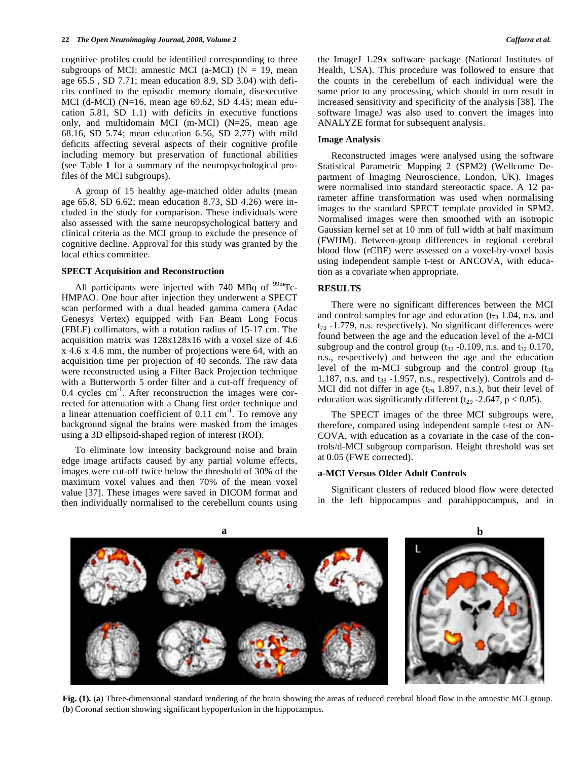cognitive profiles could be identified corresponding to three subgroups of MCI: amnestic MCI (a-MCI) (N = 19, mean age 65.5 , SD 7.71; mean education 8.9, SD 3.04) with deficits confined to the episodic memory domain, disexecutive MCI (d-MCI) (N=16, mean age 69.62, SD 4.45; mean education 5.81, SD 1.1) with deficits in executive functions only, and multidomain MCI (m-MCI) (N=25, mean age 68.16, SD 5.74; mean education 6.56, SD 2.77) with mild deficits affecting several aspects of their cognitive profile including memory but preservation of functional abilities (see Table **1** for a summary of the neuropsychological profiles of the MCI subgroups).

A group of 15 healthy age-matched older adults (mean age 65.8, SD 6.62; mean education 8.73, SD 4.26) were included in the study for comparison. These individuals were also assessed with the same neuropsychological battery and clinical criteria as the MCI group to exclude the presence of cognitive decline. Approval for this study was granted by the local ethics committee.

### SPECT Acquisition and Reconstruction

All participants were injected with 740 MBq of $^{99m}$Tc-HMPAO. One hour after injection they underwent a SPECT scan performed with a dual headed gamma camera (Adac Genesys Vertex) equipped with Fan Beam Long Focus (FBLF) collimators, with a rotation radius of 15-17 cm. The acquisition matrix was 128x128x16 with a voxel size of 4.6 x 4.6 x 4.6 mm, the number of projections were 64, with an acquisition time per projection of 40 seconds. The raw data were reconstructed using a Filter Back Projection technique with a Butterworth 5 order filter and a cut-off frequency of 0.4 cycles $cm^{-1}$. After reconstruction the images were corrected for attenuation with a Chang first order technique and a linear attenuation coefficient of 0.11 $cm^{-1}$. To remove any background signal the brains were masked from the images using a 3D ellipsoid-shaped region of interest (ROI).

To eliminate low intensity background noise and brain edge image artifacts caused by any partial volume effects, images were cut-off twice below the threshold of 30% of the maximum voxel values and then 70% of the mean voxel value [37]. These images were saved in DICOM format and then individually normalised to the cerebellum counts using the ImageJ 1.29x software package (National Institutes of Health, USA). This procedure was followed to ensure that the counts in the cerebellum of each individual were the same prior to any processing, which should in turn result in increased sensitivity and specificity of the analysis [38]. The software ImageJ was also used to convert the images into ANALYZE format for subsequent analysis.

### Image Analysis

Reconstructed images were analysed using the software Statistical Parametric Mapping 2 (SPM2) (Wellcome Department of Imaging Neuroscience, London, UK). Images were normalised into standard stereotactic space. A 12 parameter affine transformation was used when normalising images to the standard SPECT template provided in SPM2. Normalised images were then smoothed with an isotropic Gaussian kernel set at 10 mm of full width at half maximum (FWHM). Between-group differences in regional cerebral blood flow (rCBF) were assessed on a voxel-by-voxel basis using independent sample t-test or ANCOVA, with education as a covariate when appropriate.

## RESULTS

There were no significant differences between the MCI and control samples for age and education ($t_{73}$ 1.04, n.s. and $t_{73}$ -1.779, n.s. respectively). No significant differences were found between the age and the education level of the a-MCI subgroup and the control group ($t_{32}$ -0.109, n.s. and $t_{32}$ 0.170, n.s., respectively) and between the age and the education level of the m-MCI subgroup and the control group ($t_{38}$ 1.187, n.s. and $t_{38}$ -1.957, n.s., respectively). Controls and d-MCI did not differ in age ($t_{29}$ 1.897, n.s.), but their level of education was significantly different ($t_{29}$ -2.647, $p < 0.05$).

The SPECT images of the three MCI subgroups were, therefore, compared using independent sample t-test or ANCOVA, with education as a covariate in the case of the controls/d-MCI subgroup comparison. Height threshold was set at 0.05 (FWE corrected).

### a-MCI Versus Older Adult Controls

Significant clusters of reduced blood flow were detected in the left hippocampus and parahippocampus, and in

**Fig. (1).** (**a**) Three-dimensional standard rendering of the brain showing the areas of reduced cerebral blood flow in the amnestic MCI group. (**b**) Coronal section showing significant hypoperfusion in the hippocampus.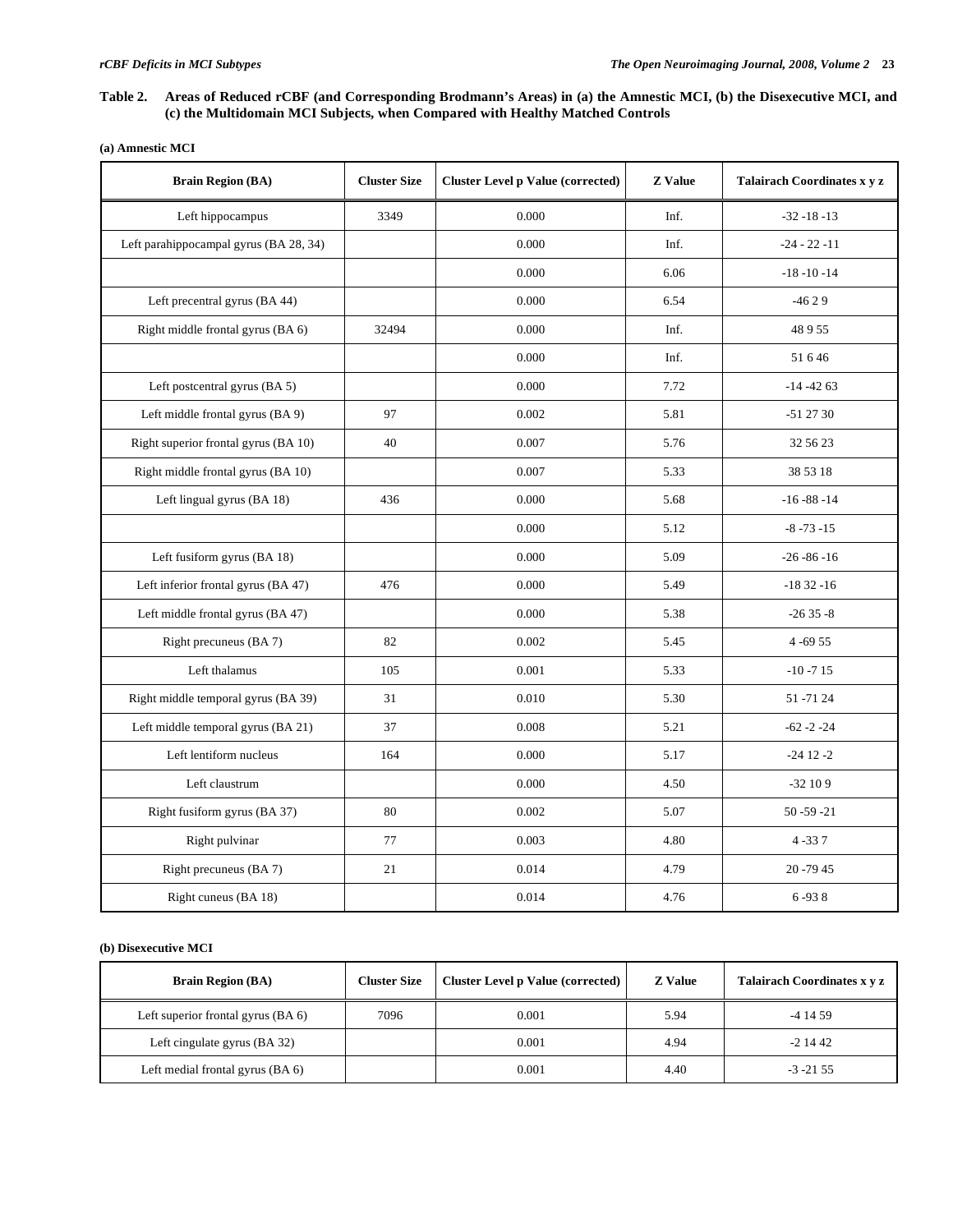**Table 2. Areas of Reduced rCBF (and Corresponding Brodmann's Areas) in (a) the Amnestic MCI, (b) the Disexecutive MCI, and (c) the Multidomain MCI Subjects, when Compared with Healthy Matched Controls**

**(a) Amnestic MCI**

| Brain Region (BA) | Cluster Size | Cluster Level p Value (corrected) | Z Value | Talairach Coordinates x y z |
|---|---|---|---|---|
| Left hippocampus | 3349 | 0.000 | Inf. | -32 -18 -13 |
| Left parahippocampal gyrus (BA 28, 34) | | 0.000 | Inf. | -24 - 22 -11 |
| | | 0.000 | 6.06 | -18 -10 -14 |
| Left precentral gyrus (BA 44) | | 0.000 | 6.54 | -46 2 9 |
| Right middle frontal gyrus (BA 6) | 32494 | 0.000 | Inf. | 48 9 55 |
| | | 0.000 | Inf. | 51 6 46 |
| Left postcentral gyrus (BA 5) | | 0.000 | 7.72 | -14 -42 63 |
| Left middle frontal gyrus (BA 9) | 97 | 0.002 | 5.81 | -51 27 30 |
| Right superior frontal gyrus (BA 10) | 40 | 0.007 | 5.76 | 32 56 23 |
| Right middle frontal gyrus (BA 10) | | 0.007 | 5.33 | 38 53 18 |
| Left lingual gyrus (BA 18) | 436 | 0.000 | 5.68 | -16 -88 -14 |
| | | 0.000 | 5.12 | -8 -73 -15 |
| Left fusiform gyrus (BA 18) | | 0.000 | 5.09 | -26 -86 -16 |
| Left inferior frontal gyrus (BA 47) | 476 | 0.000 | 5.49 | -18 32 -16 |
| Left middle frontal gyrus (BA 47) | | 0.000 | 5.38 | -26 35 -8 |
| Right precuneus (BA 7) | 82 | 0.002 | 5.45 | 4 -69 55 |
| Left thalamus | 105 | 0.001 | 5.33 | -10 -7 15 |
| Right middle temporal gyrus (BA 39) | 31 | 0.010 | 5.30 | 51 -71 24 |
| Left middle temporal gyrus (BA 21) | 37 | 0.008 | 5.21 | -62 -2 -24 |
| Left lentiform nucleus | 164 | 0.000 | 5.17 | -24 12 -2 |
| Left claustrum | | 0.000 | 4.50 | -32 10 9 |
| Right fusiform gyrus (BA 37) | 80 | 0.002 | 5.07 | 50 -59 -21 |
| Right pulvinar | 77 | 0.003 | 4.80 | 4 -33 7 |
| Right precuneus (BA 7) | 21 | 0.014 | 4.79 | 20 -79 45 |
| Right cuneus (BA 18) | | 0.014 | 4.76 | 6 -93 8 |

**(b) Disexecutive MCI**

| Brain Region (BA) | Cluster Size | Cluster Level p Value (corrected) | Z Value | Talairach Coordinates x y z |
|---|---|---|---|---|
| Left superior frontal gyrus (BA 6) | 7096 | 0.001 | 5.94 | -4 14 59 |
| Left cingulate gyrus (BA 32) | | 0.001 | 4.94 | -2 14 42 |
| Left medial frontal gyrus (BA 6) | | 0.001 | 4.40 | -3 -21 55 |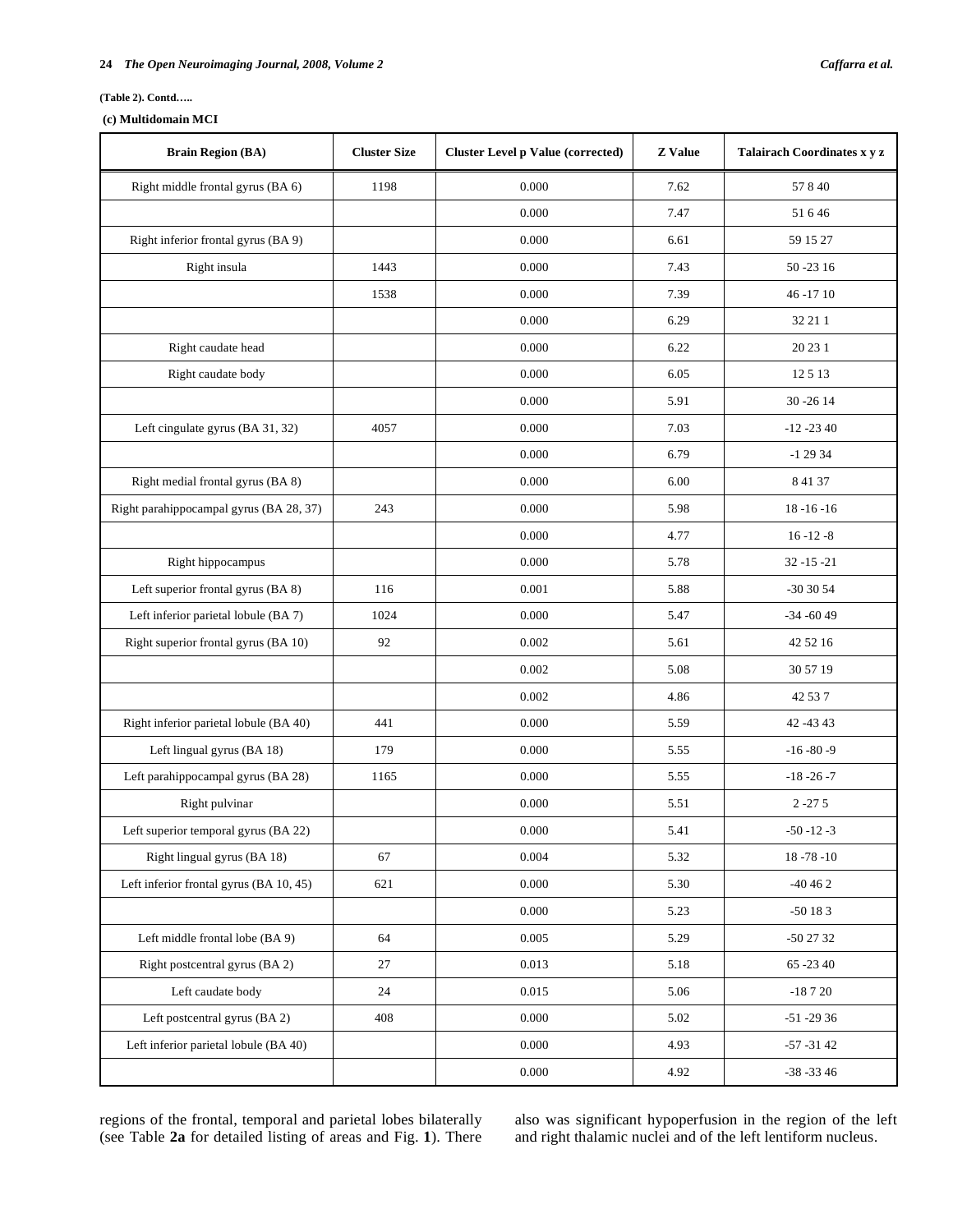**(Table 2). Contd…..**

**(c) Multidomain MCI**

| Brain Region (BA) | Cluster Size | Cluster Level p Value (corrected) | Z Value | Talairach Coordinates x y z |
|---|---|---|---|---|
| Right middle frontal gyrus (BA 6) | 1198 | 0.000 | 7.62 | 57 8 40 |
| | | 0.000 | 7.47 | 51 6 46 |
| Right inferior frontal gyrus (BA 9) | | 0.000 | 6.61 | 59 15 27 |
| Right insula | 1443 | 0.000 | 7.43 | 50 -23 16 |
| | 1538 | 0.000 | 7.39 | 46 -17 10 |
| | | 0.000 | 6.29 | 32 21 1 |
| Right caudate head | | 0.000 | 6.22 | 20 23 1 |
| Right caudate body | | 0.000 | 6.05 | 12 5 13 |
| | | 0.000 | 5.91 | 30 -26 14 |
| Left cingulate gyrus (BA 31, 32) | 4057 | 0.000 | 7.03 | -12 -23 40 |
| | | 0.000 | 6.79 | -1 29 34 |
| Right medial frontal gyrus (BA 8) | | 0.000 | 6.00 | 8 41 37 |
| Right parahippocampal gyrus (BA 28, 37) | 243 | 0.000 | 5.98 | 18 -16 -16 |
| | | 0.000 | 4.77 | 16 -12 -8 |
| Right hippocampus | | 0.000 | 5.78 | 32 -15 -21 |
| Left superior frontal gyrus (BA 8) | 116 | 0.001 | 5.88 | -30 30 54 |
| Left inferior parietal lobule (BA 7) | 1024 | 0.000 | 5.47 | -34 -60 49 |
| Right superior frontal gyrus (BA 10) | 92 | 0.002 | 5.61 | 42 52 16 |
| | | 0.002 | 5.08 | 30 57 19 |
| | | 0.002 | 4.86 | 42 53 7 |
| Right inferior parietal lobule (BA 40) | 441 | 0.000 | 5.59 | 42 -43 43 |
| Left lingual gyrus (BA 18) | 179 | 0.000 | 5.55 | -16 -80 -9 |
| Left parahippocampal gyrus (BA 28) | 1165 | 0.000 | 5.55 | -18 -26 -7 |
| Right pulvinar | | 0.000 | 5.51 | 2 -27 5 |
| Left superior temporal gyrus (BA 22) | | 0.000 | 5.41 | -50 -12 -3 |
| Right lingual gyrus (BA 18) | 67 | 0.004 | 5.32 | 18 -78 -10 |
| Left inferior frontal gyrus (BA 10, 45) | 621 | 0.000 | 5.30 | -40 46 2 |
| | | 0.000 | 5.23 | -50 18 3 |
| Left middle frontal lobe (BA 9) | 64 | 0.005 | 5.29 | -50 27 32 |
| Right postcentral gyrus (BA 2) | 27 | 0.013 | 5.18 | 65 -23 40 |
| Left caudate body | 24 | 0.015 | 5.06 | -18 7 20 |
| Left postcentral gyrus (BA 2) | 408 | 0.000 | 5.02 | -51 -29 36 |
| Left inferior parietal lobule (BA 40) | | 0.000 | 4.93 | -57 -31 42 |
| | | 0.000 | 4.92 | -38 -33 46 |

regions of the frontal, temporal and parietal lobes bilaterally (see Table **2a** for detailed listing of areas and Fig. **1**). There also was significant hypoperfusion in the region of the left and right thalamic nuclei and of the left lentiform nucleus.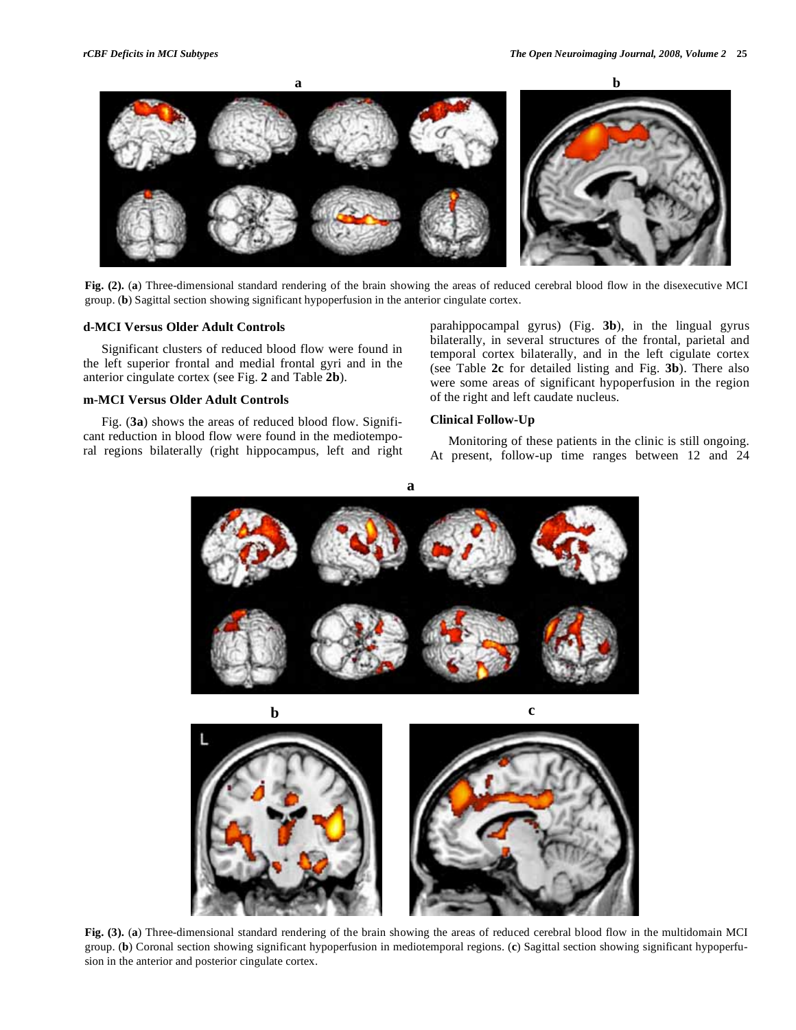Fig. (2). (a) Three-dimensional standard rendering of the brain showing the areas of reduced cerebral blood flow in the disexecutive MCI group. (b) Sagittal section showing significant hypoperfusion in the anterior cingulate cortex.

### d-MCI Versus Older Adult Controls

Significant clusters of reduced blood flow were found in the left superior frontal and medial frontal gyri and in the anterior cingulate cortex (see Fig. **2** and Table **2b**).

### m-MCI Versus Older Adult Controls

Fig. (**3a**) shows the areas of reduced blood flow. Significant reduction in blood flow were found in the mediotemporal regions bilaterally (right hippocampus, left and right parahippocampal gyrus) (Fig. **3b**), in the lingual gyrus bilaterally, in several structures of the frontal, parietal and temporal cortex bilaterally, and in the left cigulate cortex (see Table **2c** for detailed listing and Fig. **3b**). There also were some areas of significant hypoperfusion in the region of the right and left caudate nucleus.

### Clinical Follow-Up

Monitoring of these patients in the clinic is still ongoing. At present, follow-up time ranges between 12 and 24

Fig. (3). (a) Three-dimensional standard rendering of the brain showing the areas of reduced cerebral blood flow in the multidomain MCI group. (b) Coronal section showing significant hypoperfusion in mediotemporal regions. (c) Sagittal section showing significant hypoperfusion in the anterior and posterior cingulate cortex.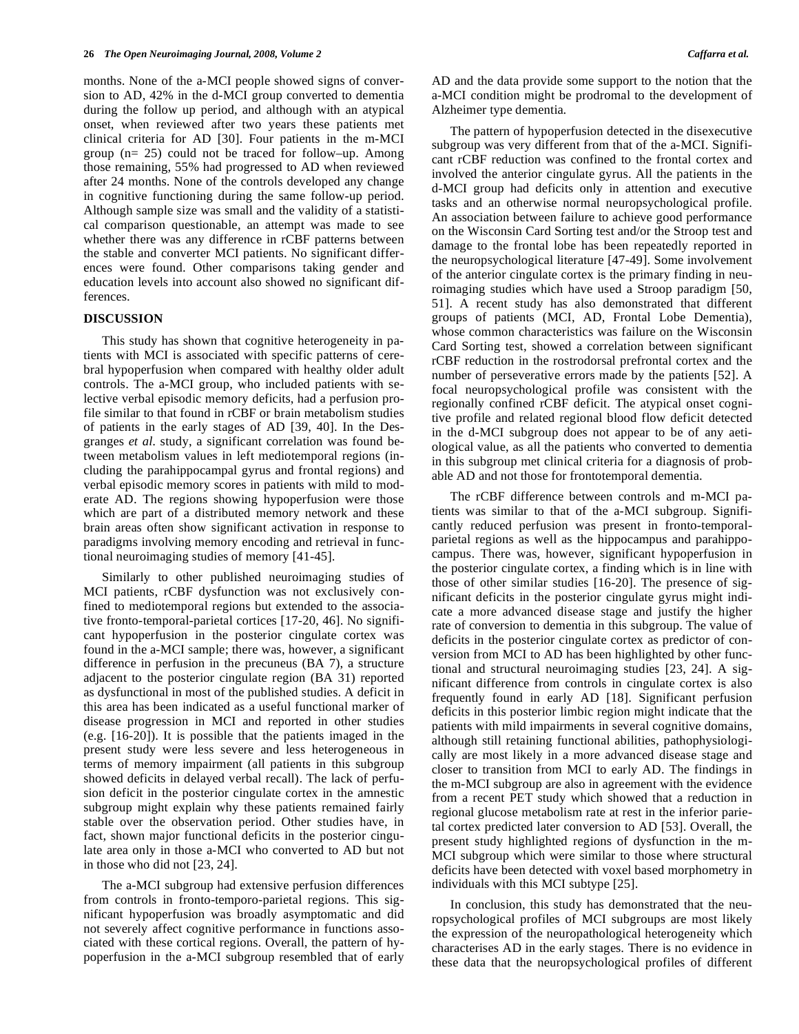months. None of the a-MCI people showed signs of conversion to AD, 42% in the d-MCI group converted to dementia during the follow up period, and although with an atypical onset, when reviewed after two years these patients met clinical criteria for AD [30]. Four patients in the m-MCI group (n= 25) could not be traced for follow–up. Among those remaining, 55% had progressed to AD when reviewed after 24 months. None of the controls developed any change in cognitive functioning during the same follow-up period. Although sample size was small and the validity of a statistical comparison questionable, an attempt was made to see whether there was any difference in rCBF patterns between the stable and converter MCI patients. No significant differences were found. Other comparisons taking gender and education levels into account also showed no significant differences.

## DISCUSSION

This study has shown that cognitive heterogeneity in patients with MCI is associated with specific patterns of cerebral hypoperfusion when compared with healthy older adult controls. The a-MCI group, who included patients with selective verbal episodic memory deficits, had a perfusion profile similar to that found in rCBF or brain metabolism studies of patients in the early stages of AD [39, 40]. In the Desgranges *et al.* study, a significant correlation was found between metabolism values in left mediotemporal regions (including the parahippocampal gyrus and frontal regions) and verbal episodic memory scores in patients with mild to moderate AD. The regions showing hypoperfusion were those which are part of a distributed memory network and these brain areas often show significant activation in response to paradigms involving memory encoding and retrieval in functional neuroimaging studies of memory [41-45].

Similarly to other published neuroimaging studies of MCI patients, rCBF dysfunction was not exclusively confined to mediotemporal regions but extended to the associative fronto-temporal-parietal cortices [17-20, 46]. No significant hypoperfusion in the posterior cingulate cortex was found in the a-MCI sample; there was, however, a significant difference in perfusion in the precuneus (BA 7), a structure adjacent to the posterior cingulate region (BA 31) reported as dysfunctional in most of the published studies. A deficit in this area has been indicated as a useful functional marker of disease progression in MCI and reported in other studies (e.g. [16-20]). It is possible that the patients imaged in the present study were less severe and less heterogeneous in terms of memory impairment (all patients in this subgroup showed deficits in delayed verbal recall). The lack of perfusion deficit in the posterior cingulate cortex in the amnestic subgroup might explain why these patients remained fairly stable over the observation period. Other studies have, in fact, shown major functional deficits in the posterior cingulate area only in those a-MCI who converted to AD but not in those who did not [23, 24].

The a-MCI subgroup had extensive perfusion differences from controls in fronto-temporo-parietal regions. This significant hypoperfusion was broadly asymptomatic and did not severely affect cognitive performance in functions associated with these cortical regions. Overall, the pattern of hypoperfusion in the a-MCI subgroup resembled that of early AD and the data provide some support to the notion that the a-MCI condition might be prodromal to the development of Alzheimer type dementia.

The pattern of hypoperfusion detected in the disexecutive subgroup was very different from that of the a-MCI. Significant rCBF reduction was confined to the frontal cortex and involved the anterior cingulate gyrus. All the patients in the d-MCI group had deficits only in attention and executive tasks and an otherwise normal neuropsychological profile. An association between failure to achieve good performance on the Wisconsin Card Sorting test and/or the Stroop test and damage to the frontal lobe has been repeatedly reported in the neuropsychological literature [47-49]. Some involvement of the anterior cingulate cortex is the primary finding in neuroimaging studies which have used a Stroop paradigm [50, 51]. A recent study has also demonstrated that different groups of patients (MCI, AD, Frontal Lobe Dementia), whose common characteristics was failure on the Wisconsin Card Sorting test, showed a correlation between significant rCBF reduction in the rostrodorsal prefrontal cortex and the number of perseverative errors made by the patients [52]. A focal neuropsychological profile was consistent with the regionally confined rCBF deficit. The atypical onset cognitive profile and related regional blood flow deficit detected in the d-MCI subgroup does not appear to be of any aetiological value, as all the patients who converted to dementia in this subgroup met clinical criteria for a diagnosis of probable AD and not those for frontotemporal dementia.

The rCBF difference between controls and m-MCI patients was similar to that of the a-MCI subgroup. Significantly reduced perfusion was present in fronto-temporal-parietal regions as well as the hippocampus and parahippocampus. There was, however, significant hypoperfusion in the posterior cingulate cortex, a finding which is in line with those of other similar studies [16-20]. The presence of significant deficits in the posterior cingulate gyrus might indicate a more advanced disease stage and justify the higher rate of conversion to dementia in this subgroup. The value of deficits in the posterior cingulate cortex as predictor of conversion from MCI to AD has been highlighted by other functional and structural neuroimaging studies [23, 24]. A significant difference from controls in cingulate cortex is also frequently found in early AD [18]. Significant perfusion deficits in this posterior limbic region might indicate that the patients with mild impairments in several cognitive domains, although still retaining functional abilities, pathophysiologically are most likely in a more advanced disease stage and closer to transition from MCI to early AD. The findings in the m-MCI subgroup are also in agreement with the evidence from a recent PET study which showed that a reduction in regional glucose metabolism rate at rest in the inferior parietal cortex predicted later conversion to AD [53]. Overall, the present study highlighted regions of dysfunction in the m-MCI subgroup which were similar to those where structural deficits have been detected with voxel based morphometry in individuals with this MCI subtype [25].

In conclusion, this study has demonstrated that the neuropsychological profiles of MCI subgroups are most likely the expression of the neuropathological heterogeneity which characterises AD in the early stages. There is no evidence in these data that the neuropsychological profiles of different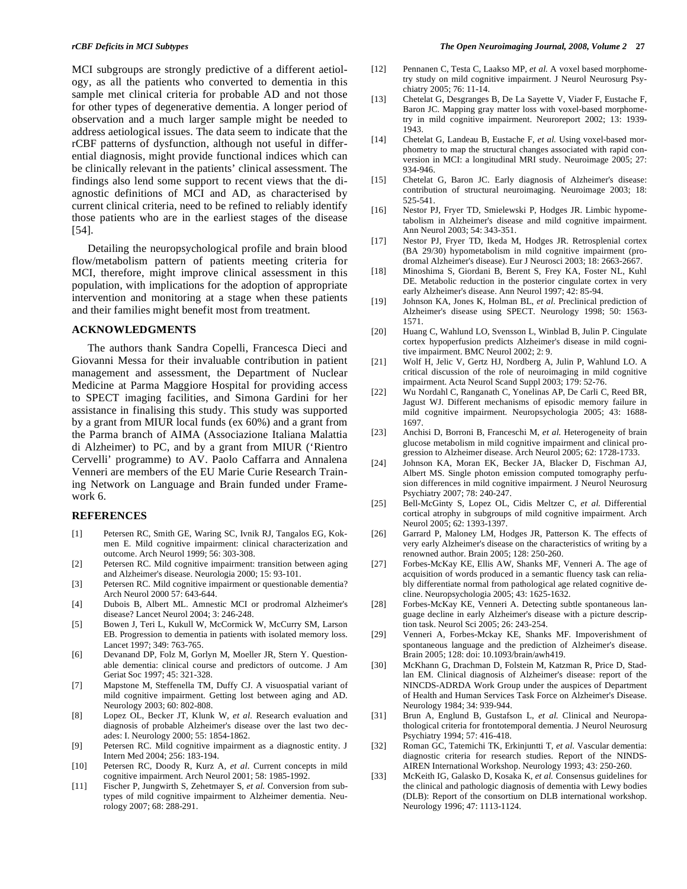MCI subgroups are strongly predictive of a different aetiology, as all the patients who converted to dementia in this sample met clinical criteria for probable AD and not those for other types of degenerative dementia. A longer period of observation and a much larger sample might be needed to address aetiological issues. The data seem to indicate that the rCBF patterns of dysfunction, although not useful in differential diagnosis, might provide functional indices which can be clinically relevant in the patients' clinical assessment. The findings also lend some support to recent views that the diagnostic definitions of MCI and AD, as characterised by current clinical criteria, need to be refined to reliably identify those patients who are in the earliest stages of the disease [54].

Detailing the neuropsychological profile and brain blood flow/metabolism pattern of patients meeting criteria for MCI, therefore, might improve clinical assessment in this population, with implications for the adoption of appropriate intervention and monitoring at a stage when these patients and their families might benefit most from treatment.

## ACKNOWLEDGMENTS

The authors thank Sandra Copelli, Francesca Dieci and Giovanni Messa for their invaluable contribution in patient management and assessment, the Department of Nuclear Medicine at Parma Maggiore Hospital for providing access to SPECT imaging facilities, and Simona Gardini for her assistance in finalising this study. This study was supported by a grant from MIUR local funds (ex 60%) and a grant from the Parma branch of AIMA (Associazione Italiana Malattia di Alzheimer) to PC, and by a grant from MIUR ('Rientro Cervelli' programme) to AV. Paolo Caffarra and Annalena Venneri are members of the EU Marie Curie Research Training Network on Language and Brain funded under Framework 6.

## REFERENCES

[1] Petersen RC, Smith GE, Waring SC, Ivnik RJ, Tangalos EG, Kokmen E. Mild cognitive impairment: clinical characterization and outcome. Arch Neurol 1999; 56: 303-308.

[2] Petersen RC. Mild cognitive impairment: transition between aging and Alzheimer's disease. Neurologia 2000; 15: 93-101.

[3] Petersen RC. Mild cognitive impairment or questionable dementia? Arch Neurol 2000 57: 643-644.

[4] Dubois B, Albert ML. Amnestic MCI or prodromal Alzheimer's disease? Lancet Neurol 2004; 3: 246-248.

[5] Bowen J, Teri L, Kukull W, McCormick W, McCurry SM, Larson EB. Progression to dementia in patients with isolated memory loss. Lancet 1997; 349: 763-765.

[6] Devanand DP, Folz M, Gorlyn M, Moeller JR, Stern Y. Questionable dementia: clinical course and predictors of outcome. J Am Geriat Soc 1997; 45: 321-328.

[7] Mapstone M, Steffenella TM, Duffy CJ. A visuospatial variant of mild cognitive impairment. Getting lost between aging and AD. Neurology 2003; 60: 802-808.

[8] Lopez OL, Becker JT, Klunk W, *et al.* Research evaluation and diagnosis of probable Alzheimer's disease over the last two decades: I. Neurology 2000; 55: 1854-1862.

[9] Petersen RC. Mild cognitive impairment as a diagnostic entity. J Intern Med 2004; 256: 183-194.

[10] Petersen RC, Doody R, Kurz A, *et al.* Current concepts in mild cognitive impairment. Arch Neurol 2001; 58: 1985-1992.

[11] Fischer P, Jungwirth S, Zehetmayer S, *et al.* Conversion from subtypes of mild cognitive impairment to Alzheimer dementia. Neurology 2007; 68: 288-291.

[12] Pennanen C, Testa C, Laakso MP, *et al.* A voxel based morphometry study on mild cognitive impairment. J Neurol Neurosurg Psychiatry 2005; 76: 11-14.

[13] Chetelat G, Desgranges B, De La Sayette V, Viader F, Eustache F, Baron JC. Mapping gray matter loss with voxel-based morphometry in mild cognitive impairment. Neuroreport 2002; 13: 1939-1943.

[14] Chetelat G, Landeau B, Eustache F, *et al.* Using voxel-based morphometry to map the structural changes associated with rapid conversion in MCI: a longitudinal MRI study. Neuroimage 2005; 27: 934-946.

[15] Chetelat G, Baron JC. Early diagnosis of Alzheimer's disease: contribution of structural neuroimaging. Neuroimage 2003; 18: 525-541.

[16] Nestor PJ, Fryer TD, Smielewski P, Hodges JR. Limbic hypometabolism in Alzheimer's disease and mild cognitive impairment. Ann Neurol 2003; 54: 343-351.

[17] Nestor PJ, Fryer TD, Ikeda M, Hodges JR. Retrosplenial cortex (BA 29/30) hypometabolism in mild cognitive impairment (prodromal Alzheimer's disease). Eur J Neurosci 2003; 18: 2663-2667.

[18] Minoshima S, Giordani B, Berent S, Frey KA, Foster NL, Kuhl DE. Metabolic reduction in the posterior cingulate cortex in very early Alzheimer's disease. Ann Neurol 1997; 42: 85-94.

[19] Johnson KA, Jones K, Holman BL, *et al.* Preclinical prediction of Alzheimer's disease using SPECT. Neurology 1998; 50: 1563-1571.

[20] Huang C, Wahlund LO, Svensson L, Winblad B, Julin P. Cingulate cortex hypoperfusion predicts Alzheimer's disease in mild cognitive impairment. BMC Neurol 2002; 2: 9.

[21] Wolf H, Jelic V, Gertz HJ, Nordberg A, Julin P, Wahlund LO. A critical discussion of the role of neuroimaging in mild cognitive impairment. Acta Neurol Scand Suppl 2003; 179: 52-76.

[22] Wu Nordahl C, Ranganath C, Yonelinas AP, De Carli C, Reed BR, Jagust WJ. Different mechanisms of episodic memory failure in mild cognitive impairment. Neuropsychologia 2005; 43: 1688-1697.

[23] Anchisi D, Borroni B, Franceschi M, *et al.* Heterogeneity of brain glucose metabolism in mild cognitive impairment and clinical progression to Alzheimer disease. Arch Neurol 2005; 62: 1728-1733.

[24] Johnson KA, Moran EK, Becker JA, Blacker D, Fischman AJ, Albert MS. Single photon emission computed tomography perfusion differences in mild cognitive impairment. J Neurol Neurosurg Psychiatry 2007; 78: 240-247.

[25] Bell-McGinty S, Lopez OL, Cidis Meltzer C, *et al.* Differential cortical atrophy in subgroups of mild cognitive impairment. Arch Neurol 2005; 62: 1393-1397.

[26] Garrard P, Maloney LM, Hodges JR, Patterson K. The effects of very early Alzheimer's disease on the characteristics of writing by a renowned author. Brain 2005; 128: 250-260.

[27] Forbes-McKay KE, Ellis AW, Shanks MF, Venneri A. The age of acquisition of words produced in a semantic fluency task can reliably differentiate normal from pathological age related cognitive decline. Neuropsychologia 2005; 43: 1625-1632.

[28] Forbes-McKay KE, Venneri A. Detecting subtle spontaneous language decline in early Alzheimer's disease with a picture description task. Neurol Sci 2005; 26: 243-254.

[29] Venneri A, Forbes-Mckay KE, Shanks MF. Impoverishment of spontaneous language and the prediction of Alzheimer's disease. Brain 2005; 128: doi: 10.1093/brain/awh419.

[30] McKhann G, Drachman D, Folstein M, Katzman R, Price D, Stadlan EM. Clinical diagnosis of Alzheimer's disease: report of the NINCDS-ADRDA Work Group under the auspices of Department of Health and Human Services Task Force on Alzheimer's Disease. Neurology 1984; 34: 939-944.

[31] Brun A, Englund B, Gustafson L, *et al.* Clinical and Neuropathological criteria for frontotemporal dementia. J Neurol Neurosurg Psychiatry 1994; 57: 416-418.

[32] Roman GC, Tatemichi TK, Erkinjuntti T, *et al.* Vascular dementia: diagnostic criteria for research studies. Report of the NINDS-AIREN International Workshop. Neurology 1993; 43: 250-260.

[33] McKeith IG, Galasko D, Kosaka K, *et al.* Consensus guidelines for the clinical and pathologic diagnosis of dementia with Lewy bodies (DLB): Report of the consortium on DLB international workshop. Neurology 1996; 47: 1113-1124.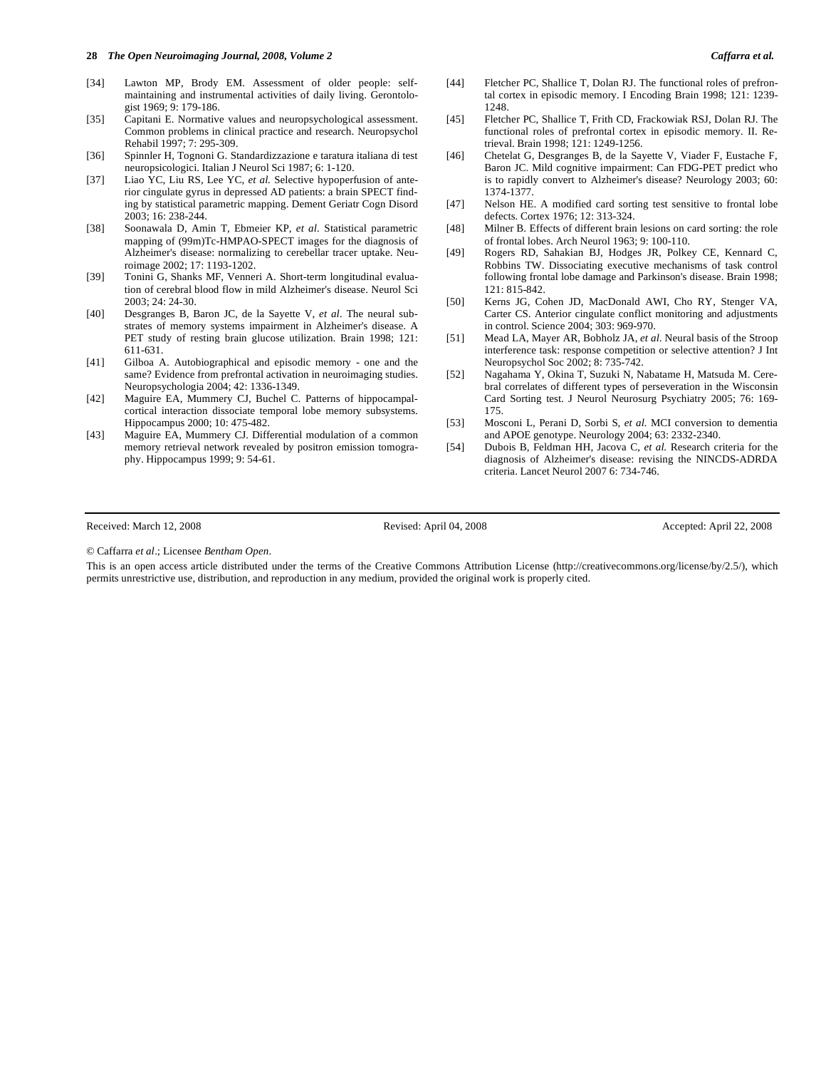[34] Lawton MP, Brody EM. Assessment of older people: self-maintaining and instrumental activities of daily living. Gerontologist 1969; 9: 179-186.

[35] Capitani E. Normative values and neuropsychological assessment. Common problems in clinical practice and research. Neuropsychol Rehabil 1997; 7: 295-309.

[36] Spinnler H, Tognoni G. Standardizzazione e taratura italiana di test neuropsicologici. Italian J Neurol Sci 1987; 6: 1-120.

[37] Liao YC, Liu RS, Lee YC, *et al.* Selective hypoperfusion of anterior cingulate gyrus in depressed AD patients: a brain SPECT finding by statistical parametric mapping. Dement Geriatr Cogn Disord 2003; 16: 238-244.

[38] Soonawala D, Amin T, Ebmeier KP, *et al*. Statistical parametric mapping of (99m)Tc-HMPAO-SPECT images for the diagnosis of Alzheimer's disease: normalizing to cerebellar tracer uptake. Neuroimage 2002; 17: 1193-1202.

[39] Tonini G, Shanks MF, Venneri A. Short-term longitudinal evaluation of cerebral blood flow in mild Alzheimer's disease. Neurol Sci 2003; 24: 24-30.

[40] Desgranges B, Baron JC, de la Sayette V, *et al*. The neural substrates of memory systems impairment in Alzheimer's disease. A PET study of resting brain glucose utilization. Brain 1998; 121: 611-631.

[41] Gilboa A. Autobiographical and episodic memory - one and the same? Evidence from prefrontal activation in neuroimaging studies. Neuropsychologia 2004; 42: 1336-1349.

[42] Maguire EA, Mummery CJ, Buchel C. Patterns of hippocampal-cortical interaction dissociate temporal lobe memory subsystems. Hippocampus 2000; 10: 475-482.

[43] Maguire EA, Mummery CJ. Differential modulation of a common memory retrieval network revealed by positron emission tomography. Hippocampus 1999; 9: 54-61.

[44] Fletcher PC, Shallice T, Dolan RJ. The functional roles of prefrontal cortex in episodic memory. I Encoding Brain 1998; 121: 1239-1248.

[45] Fletcher PC, Shallice T, Frith CD, Frackowiak RSJ, Dolan RJ. The functional roles of prefrontal cortex in episodic memory. II. Retrieval. Brain 1998; 121: 1249-1256.

[46] Chetelat G, Desgranges B, de la Sayette V, Viader F, Eustache F, Baron JC. Mild cognitive impairment: Can FDG-PET predict who is to rapidly convert to Alzheimer's disease? Neurology 2003; 60: 1374-1377.

[47] Nelson HE. A modified card sorting test sensitive to frontal lobe defects. Cortex 1976; 12: 313-324.

[48] Milner B. Effects of different brain lesions on card sorting: the role of frontal lobes. Arch Neurol 1963; 9: 100-110.

[49] Rogers RD, Sahakian BJ, Hodges JR, Polkey CE, Kennard C, Robbins TW. Dissociating executive mechanisms of task control following frontal lobe damage and Parkinson's disease. Brain 1998; 121: 815-842.

[50] Kerns JG, Cohen JD, MacDonald AWI, Cho RY, Stenger VA, Carter CS. Anterior cingulate conflict monitoring and adjustments in control. Science 2004; 303: 969-970.

[51] Mead LA, Mayer AR, Bobholz JA, *et al*. Neural basis of the Stroop interference task: response competition or selective attention? J Int Neuropsychol Soc 2002; 8: 735-742.

[52] Nagahama Y, Okina T, Suzuki N, Nabatame H, Matsuda M. Cerebral correlates of different types of perseveration in the Wisconsin Card Sorting test. J Neurol Neurosurg Psychiatry 2005; 76: 169-175.

[53] Mosconi L, Perani D, Sorbi S, *et al.* MCI conversion to dementia and APOE genotype. Neurology 2004; 63: 2332-2340.

[54] Dubois B, Feldman HH, Jacova C, *et al.* Research criteria for the diagnosis of Alzheimer's disease: revising the NINCDS-ADRDA criteria. Lancet Neurol 2007 6: 734-746.

---

Received: March 12, 2008 Revised: April 04, 2008 Accepted: April 22, 2008

© Caffarra *et al*.; Licensee *Bentham Open*.

This is an open access article distributed under the terms of the Creative Commons Attribution License (http://creativecommons.org/license/by/2.5/), which permits unrestrictive use, distribution, and reproduction in any medium, provided the original work is properly cited.